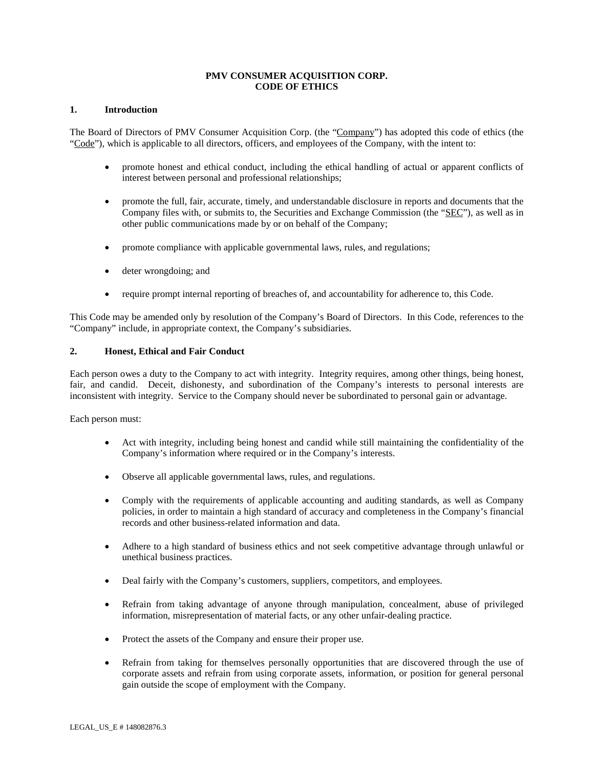# PMV CONSUMER ACQUISITION CORP.
# CODE OF ETHICS

## 1. Introduction

The Board of Directors of PMV Consumer Acquisition Corp. (the "Company") has adopted this code of ethics (the "Code"), which is applicable to all directors, officers, and employees of the Company, with the intent to:

- promote honest and ethical conduct, including the ethical handling of actual or apparent conflicts of interest between personal and professional relationships;
- promote the full, fair, accurate, timely, and understandable disclosure in reports and documents that the Company files with, or submits to, the Securities and Exchange Commission (the "SEC"), as well as in other public communications made by or on behalf of the Company;
- promote compliance with applicable governmental laws, rules, and regulations;
- deter wrongdoing; and
- require prompt internal reporting of breaches of, and accountability for adherence to, this Code.

This Code may be amended only by resolution of the Company's Board of Directors. In this Code, references to the "Company" include, in appropriate context, the Company's subsidiaries.

## 2. Honest, Ethical and Fair Conduct

Each person owes a duty to the Company to act with integrity. Integrity requires, among other things, being honest, fair, and candid. Deceit, dishonesty, and subordination of the Company's interests to personal interests are inconsistent with integrity. Service to the Company should never be subordinated to personal gain or advantage.

Each person must:

- Act with integrity, including being honest and candid while still maintaining the confidentiality of the Company's information where required or in the Company's interests.
- Observe all applicable governmental laws, rules, and regulations.
- Comply with the requirements of applicable accounting and auditing standards, as well as Company policies, in order to maintain a high standard of accuracy and completeness in the Company's financial records and other business-related information and data.
- Adhere to a high standard of business ethics and not seek competitive advantage through unlawful or unethical business practices.
- Deal fairly with the Company's customers, suppliers, competitors, and employees.
- Refrain from taking advantage of anyone through manipulation, concealment, abuse of privileged information, misrepresentation of material facts, or any other unfair-dealing practice.
- Protect the assets of the Company and ensure their proper use.
- Refrain from taking for themselves personally opportunities that are discovered through the use of corporate assets and refrain from using corporate assets, information, or position for general personal gain outside the scope of employment with the Company.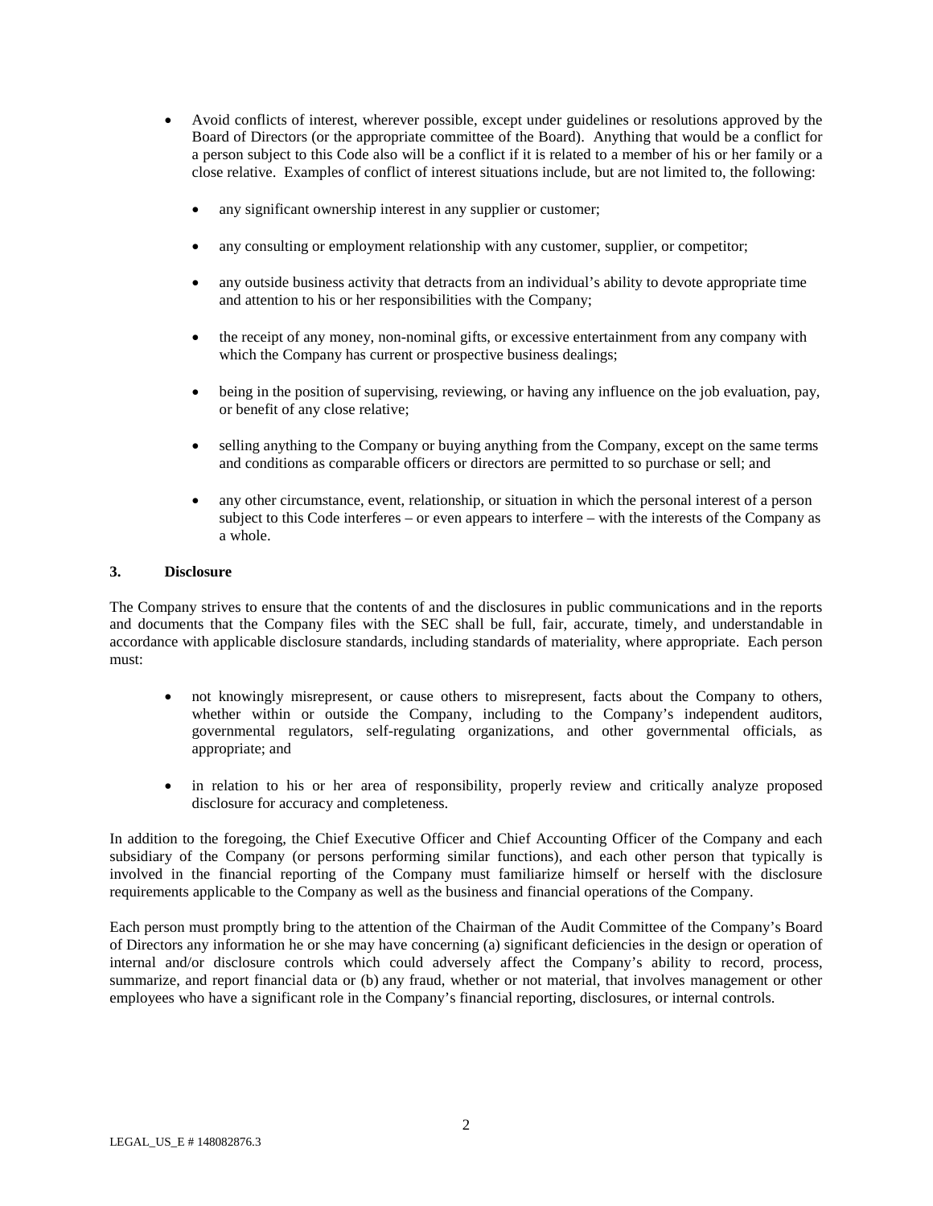- Avoid conflicts of interest, wherever possible, except under guidelines or resolutions approved by the Board of Directors (or the appropriate committee of the Board). Anything that would be a conflict for a person subject to this Code also will be a conflict if it is related to a member of his or her family or a close relative. Examples of conflict of interest situations include, but are not limited to, the following:
  - any significant ownership interest in any supplier or customer;
  - any consulting or employment relationship with any customer, supplier, or competitor;
  - any outside business activity that detracts from an individual's ability to devote appropriate time and attention to his or her responsibilities with the Company;
  - the receipt of any money, non-nominal gifts, or excessive entertainment from any company with which the Company has current or prospective business dealings;
  - being in the position of supervising, reviewing, or having any influence on the job evaluation, pay, or benefit of any close relative;
  - selling anything to the Company or buying anything from the Company, except on the same terms and conditions as comparable officers or directors are permitted to so purchase or sell; and
  - any other circumstance, event, relationship, or situation in which the personal interest of a person subject to this Code interferes – or even appears to interfere – with the interests of the Company as a whole.

**3. Disclosure**

The Company strives to ensure that the contents of and the disclosures in public communications and in the reports and documents that the Company files with the SEC shall be full, fair, accurate, timely, and understandable in accordance with applicable disclosure standards, including standards of materiality, where appropriate. Each person must:

- not knowingly misrepresent, or cause others to misrepresent, facts about the Company to others, whether within or outside the Company, including to the Company's independent auditors, governmental regulators, self-regulating organizations, and other governmental officials, as appropriate; and
- in relation to his or her area of responsibility, properly review and critically analyze proposed disclosure for accuracy and completeness.

In addition to the foregoing, the Chief Executive Officer and Chief Accounting Officer of the Company and each subsidiary of the Company (or persons performing similar functions), and each other person that typically is involved in the financial reporting of the Company must familiarize himself or herself with the disclosure requirements applicable to the Company as well as the business and financial operations of the Company.

Each person must promptly bring to the attention of the Chairman of the Audit Committee of the Company's Board of Directors any information he or she may have concerning (a) significant deficiencies in the design or operation of internal and/or disclosure controls which could adversely affect the Company's ability to record, process, summarize, and report financial data or (b) any fraud, whether or not material, that involves management or other employees who have a significant role in the Company's financial reporting, disclosures, or internal controls.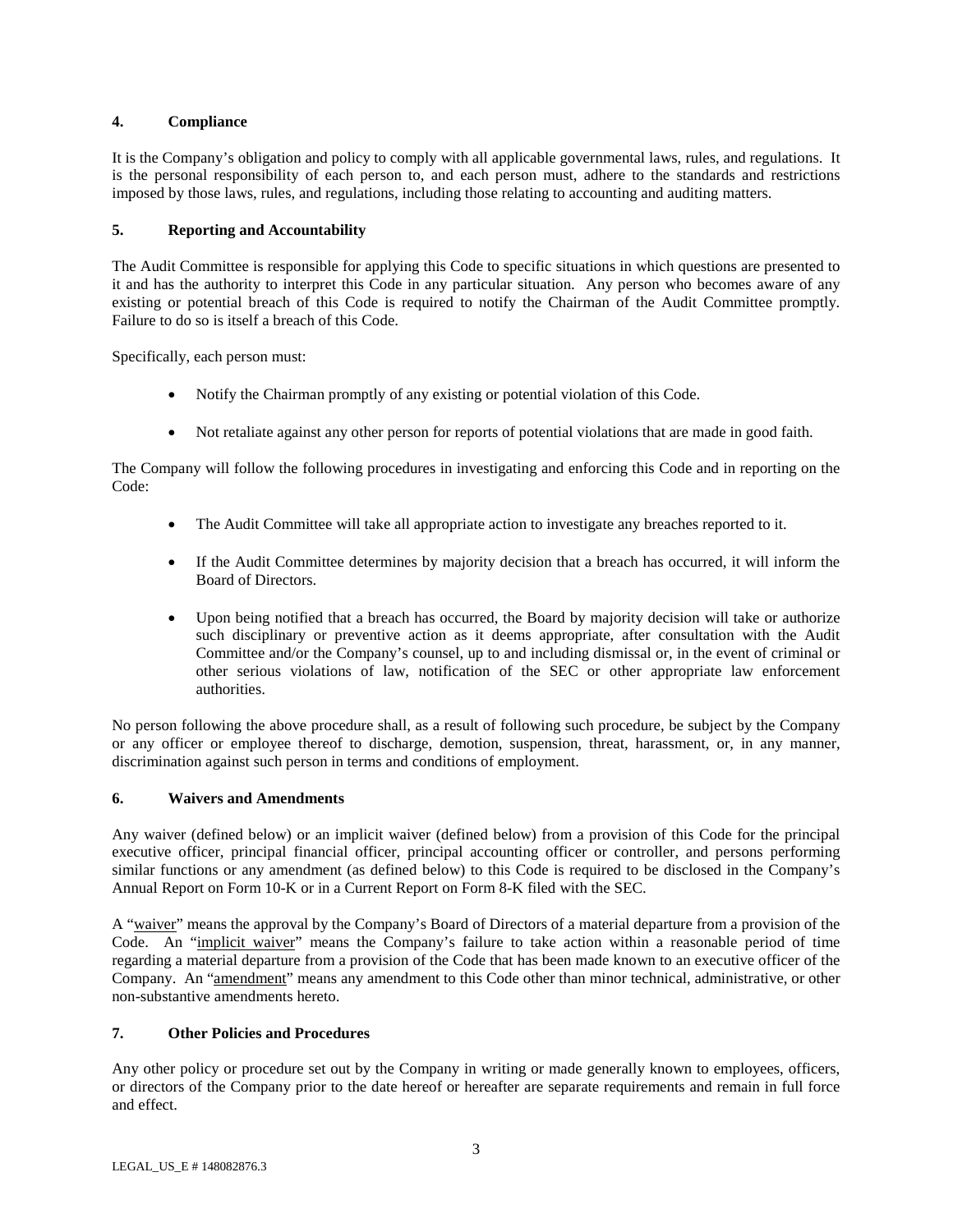## 4. Compliance

It is the Company's obligation and policy to comply with all applicable governmental laws, rules, and regulations. It is the personal responsibility of each person to, and each person must, adhere to the standards and restrictions imposed by those laws, rules, and regulations, including those relating to accounting and auditing matters.

## 5. Reporting and Accountability

The Audit Committee is responsible for applying this Code to specific situations in which questions are presented to it and has the authority to interpret this Code in any particular situation. Any person who becomes aware of any existing or potential breach of this Code is required to notify the Chairman of the Audit Committee promptly. Failure to do so is itself a breach of this Code.

Specifically, each person must:

- Notify the Chairman promptly of any existing or potential violation of this Code.
- Not retaliate against any other person for reports of potential violations that are made in good faith.

The Company will follow the following procedures in investigating and enforcing this Code and in reporting on the Code:

- The Audit Committee will take all appropriate action to investigate any breaches reported to it.
- If the Audit Committee determines by majority decision that a breach has occurred, it will inform the Board of Directors.
- Upon being notified that a breach has occurred, the Board by majority decision will take or authorize such disciplinary or preventive action as it deems appropriate, after consultation with the Audit Committee and/or the Company's counsel, up to and including dismissal or, in the event of criminal or other serious violations of law, notification of the SEC or other appropriate law enforcement authorities.

No person following the above procedure shall, as a result of following such procedure, be subject by the Company or any officer or employee thereof to discharge, demotion, suspension, threat, harassment, or, in any manner, discrimination against such person in terms and conditions of employment.

## 6. Waivers and Amendments

Any waiver (defined below) or an implicit waiver (defined below) from a provision of this Code for the principal executive officer, principal financial officer, principal accounting officer or controller, and persons performing similar functions or any amendment (as defined below) to this Code is required to be disclosed in the Company's Annual Report on Form 10-K or in a Current Report on Form 8-K filed with the SEC.

A "waiver" means the approval by the Company's Board of Directors of a material departure from a provision of the Code. An "implicit waiver" means the Company's failure to take action within a reasonable period of time regarding a material departure from a provision of the Code that has been made known to an executive officer of the Company. An "amendment" means any amendment to this Code other than minor technical, administrative, or other non-substantive amendments hereto.

## 7. Other Policies and Procedures

Any other policy or procedure set out by the Company in writing or made generally known to employees, officers, or directors of the Company prior to the date hereof or hereafter are separate requirements and remain in full force and effect.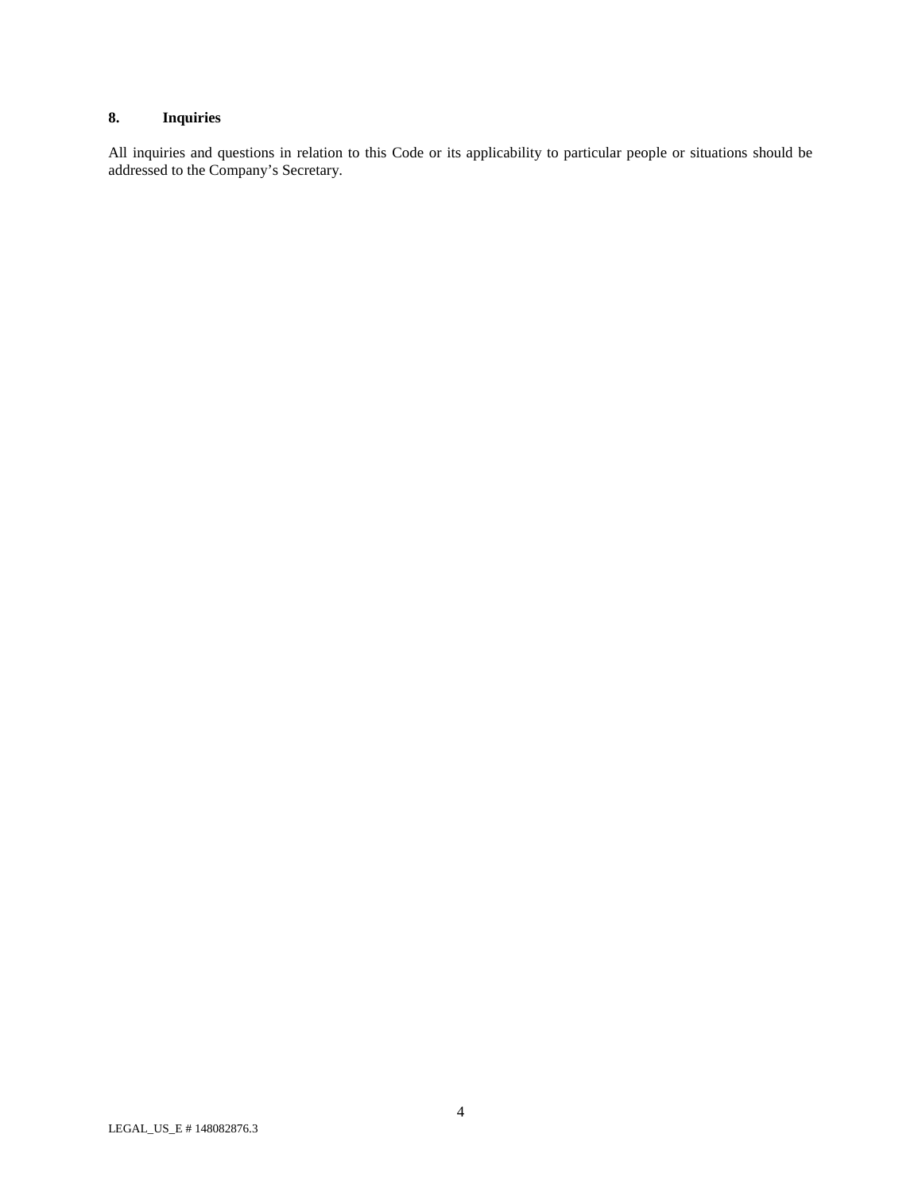## 8. Inquiries

All inquiries and questions in relation to this Code or its applicability to particular people or situations should be addressed to the Company's Secretary.